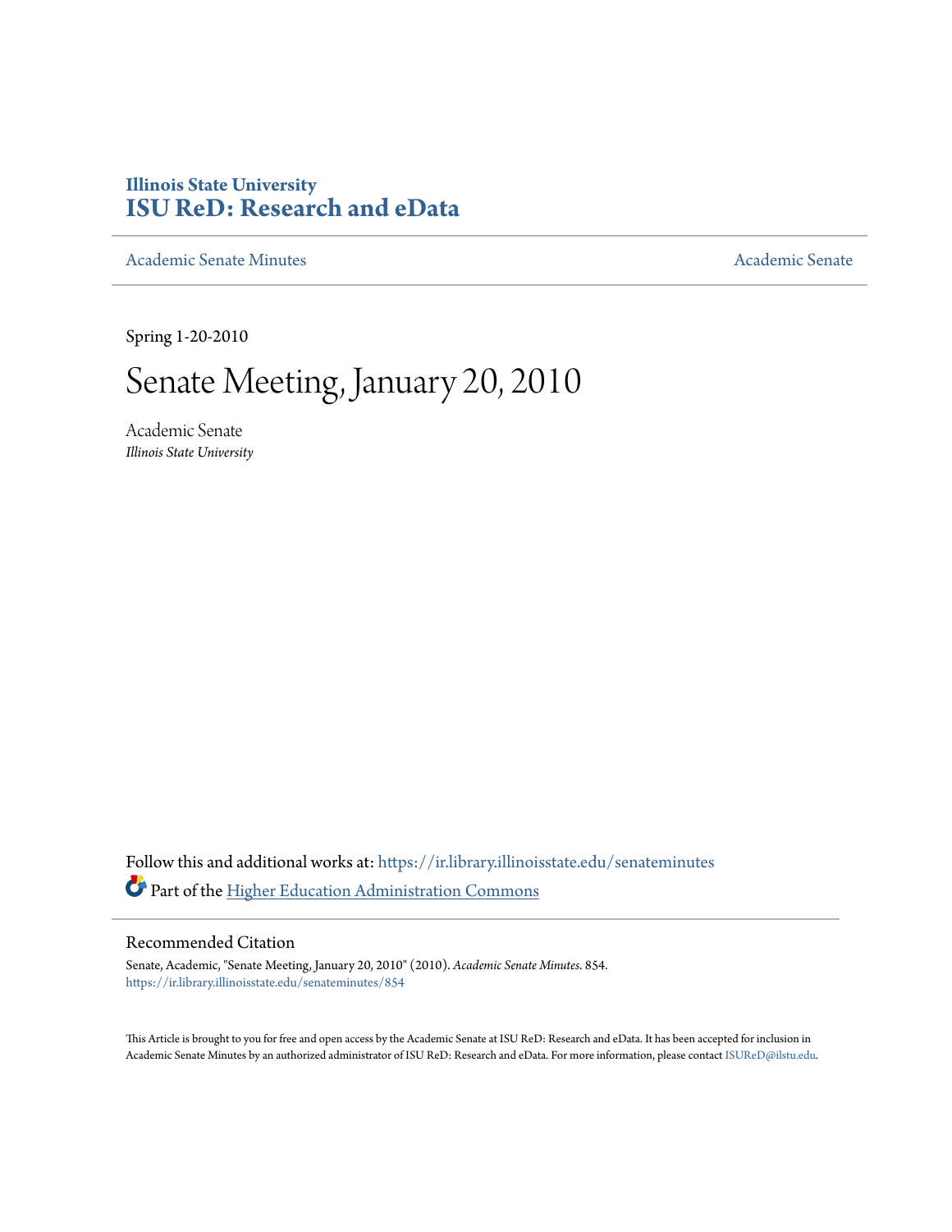**Illinois State University**
**ISU ReD: Research and eData**

Academic Senate Minutes | Academic Senate

Spring 1-20-2010

# Senate Meeting, January 20, 2010

Academic Senate
*Illinois State University*

Follow this and additional works at: https://ir.library.illinoisstate.edu/senateminutes

Part of the Higher Education Administration Commons

## Recommended Citation

Senate, Academic, "Senate Meeting, January 20, 2010" (2010). *Academic Senate Minutes*. 854.
https://ir.library.illinoisstate.edu/senateminutes/854

This Article is brought to you for free and open access by the Academic Senate at ISU ReD: Research and eData. It has been accepted for inclusion in Academic Senate Minutes by an authorized administrator of ISU ReD: Research and eData. For more information, please contact ISUReD@ilstu.edu.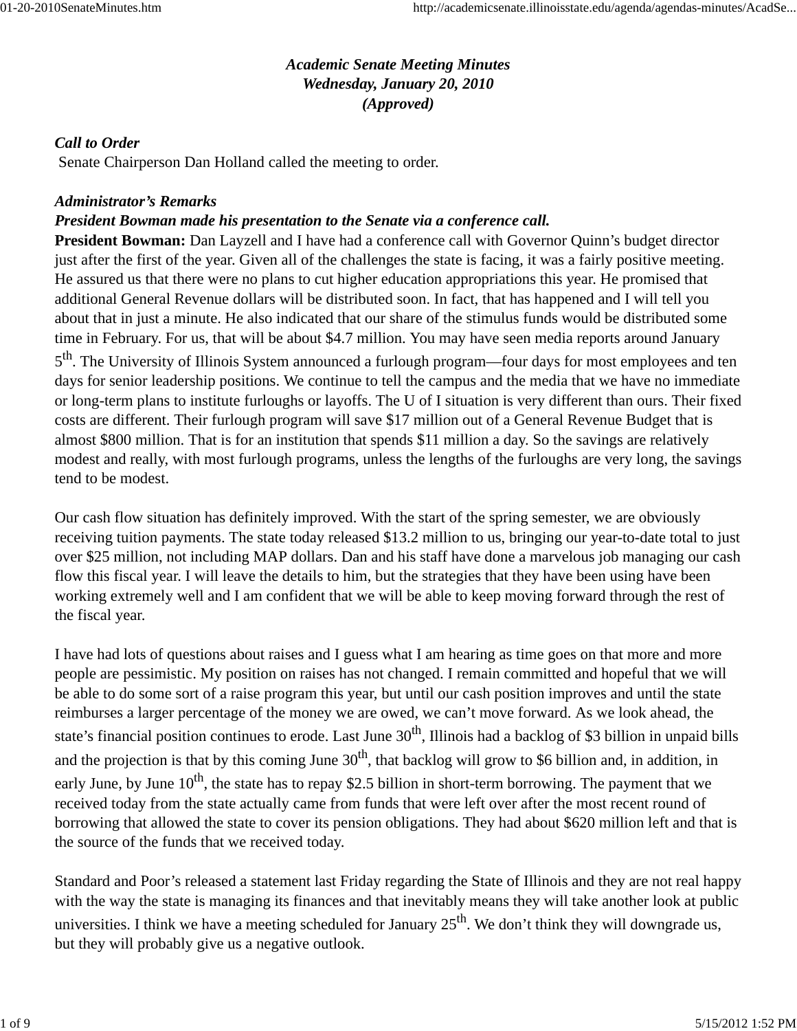*Academic Senate Meeting Minutes*
*Wednesday, January 20, 2010*
*(Approved)*

***Call to Order***
Senate Chairperson Dan Holland called the meeting to order.

***Administrator's Remarks***
***President Bowman made his presentation to the Senate via a conference call.***

**President Bowman:** Dan Layzell and I have had a conference call with Governor Quinn's budget director just after the first of the year. Given all of the challenges the state is facing, it was a fairly positive meeting. He assured us that there were no plans to cut higher education appropriations this year. He promised that additional General Revenue dollars will be distributed soon. In fact, that has happened and I will tell you about that in just a minute. He also indicated that our share of the stimulus funds would be distributed some time in February. For us, that will be about $4.7 million. You may have seen media reports around January 5th. The University of Illinois System announced a furlough program—four days for most employees and ten days for senior leadership positions. We continue to tell the campus and the media that we have no immediate or long-term plans to institute furloughs or layoffs. The U of I situation is very different than ours. Their fixed costs are different. Their furlough program will save $17 million out of a General Revenue Budget that is almost $800 million. That is for an institution that spends $11 million a day. So the savings are relatively modest and really, with most furlough programs, unless the lengths of the furloughs are very long, the savings tend to be modest.

Our cash flow situation has definitely improved. With the start of the spring semester, we are obviously receiving tuition payments. The state today released $13.2 million to us, bringing our year-to-date total to just over $25 million, not including MAP dollars. Dan and his staff have done a marvelous job managing our cash flow this fiscal year. I will leave the details to him, but the strategies that they have been using have been working extremely well and I am confident that we will be able to keep moving forward through the rest of the fiscal year.

I have had lots of questions about raises and I guess what I am hearing as time goes on that more and more people are pessimistic. My position on raises has not changed. I remain committed and hopeful that we will be able to do some sort of a raise program this year, but until our cash position improves and until the state reimburses a larger percentage of the money we are owed, we can't move forward. As we look ahead, the state's financial position continues to erode. Last June 30th, Illinois had a backlog of $3 billion in unpaid bills and the projection is that by this coming June 30th, that backlog will grow to $6 billion and, in addition, in early June, by June 10th, the state has to repay $2.5 billion in short-term borrowing. The payment that we received today from the state actually came from funds that were left over after the most recent round of borrowing that allowed the state to cover its pension obligations. They had about $620 million left and that is the source of the funds that we received today.

Standard and Poor's released a statement last Friday regarding the State of Illinois and they are not real happy with the way the state is managing its finances and that inevitably means they will take another look at public universities. I think we have a meeting scheduled for January 25th. We don't think they will downgrade us, but they will probably give us a negative outlook.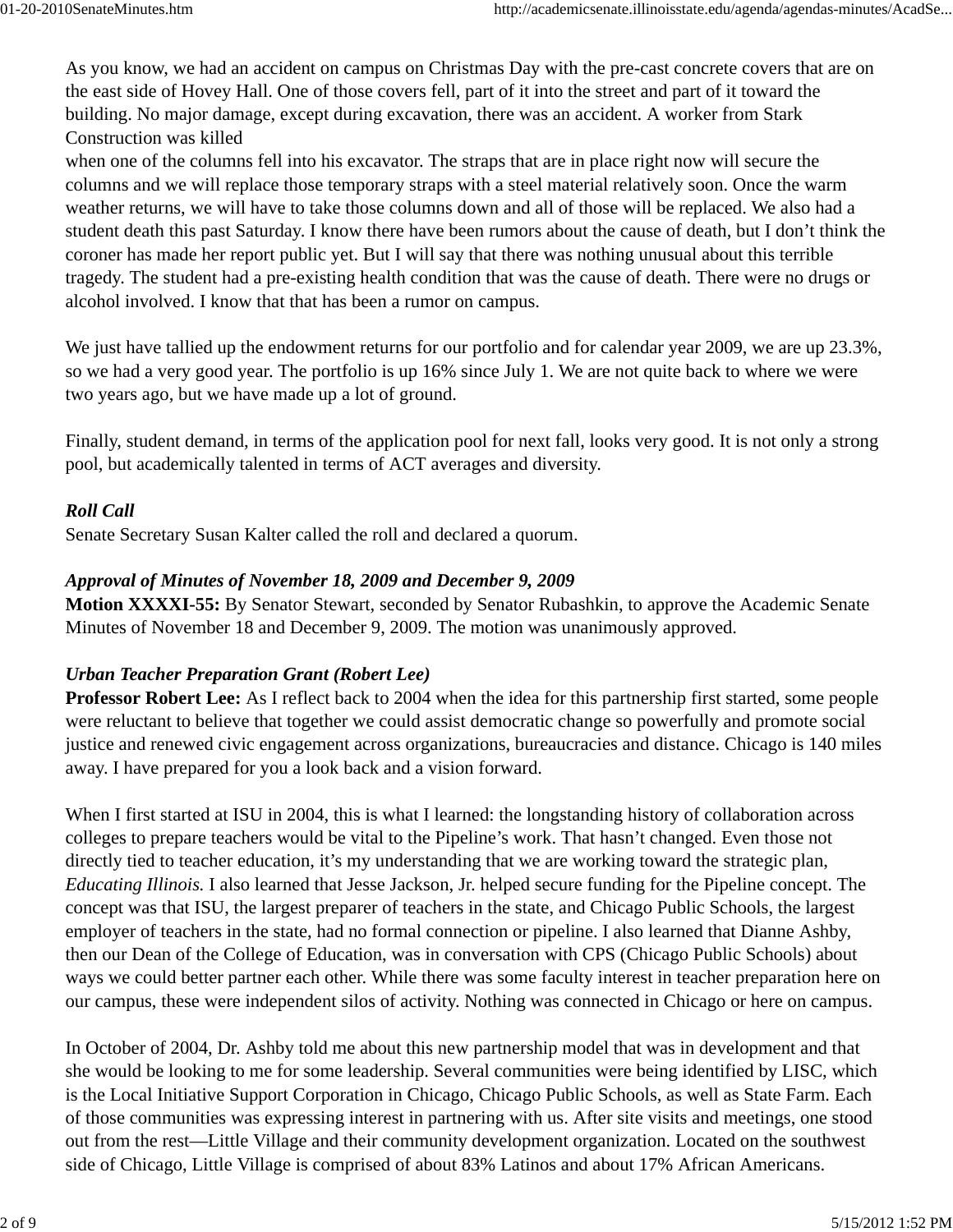As you know, we had an accident on campus on Christmas Day with the pre-cast concrete covers that are on the east side of Hovey Hall. One of those covers fell, part of it into the street and part of it toward the building. No major damage, except during excavation, there was an accident. A worker from Stark Construction was killed when one of the columns fell into his excavator. The straps that are in place right now will secure the columns and we will replace those temporary straps with a steel material relatively soon. Once the warm weather returns, we will have to take those columns down and all of those will be replaced. We also had a student death this past Saturday. I know there have been rumors about the cause of death, but I don't think the coroner has made her report public yet. But I will say that there was nothing unusual about this terrible tragedy. The student had a pre-existing health condition that was the cause of death. There were no drugs or alcohol involved. I know that that has been a rumor on campus.

We just have tallied up the endowment returns for our portfolio and for calendar year 2009, we are up 23.3%, so we had a very good year. The portfolio is up 16% since July 1. We are not quite back to where we were two years ago, but we have made up a lot of ground.

Finally, student demand, in terms of the application pool for next fall, looks very good. It is not only a strong pool, but academically talented in terms of ACT averages and diversity.

***Roll Call***

Senate Secretary Susan Kalter called the roll and declared a quorum.

***Approval of Minutes of November 18, 2009 and December 9, 2009***

**Motion XXXXI-55:** By Senator Stewart, seconded by Senator Rubashkin, to approve the Academic Senate Minutes of November 18 and December 9, 2009. The motion was unanimously approved.

***Urban Teacher Preparation Grant (Robert Lee)***

**Professor Robert Lee:** As I reflect back to 2004 when the idea for this partnership first started, some people were reluctant to believe that together we could assist democratic change so powerfully and promote social justice and renewed civic engagement across organizations, bureaucracies and distance. Chicago is 140 miles away. I have prepared for you a look back and a vision forward.

When I first started at ISU in 2004, this is what I learned: the longstanding history of collaboration across colleges to prepare teachers would be vital to the Pipeline's work. That hasn't changed. Even those not directly tied to teacher education, it's my understanding that we are working toward the strategic plan, *Educating Illinois.* I also learned that Jesse Jackson, Jr. helped secure funding for the Pipeline concept. The concept was that ISU, the largest preparer of teachers in the state, and Chicago Public Schools, the largest employer of teachers in the state, had no formal connection or pipeline. I also learned that Dianne Ashby, then our Dean of the College of Education, was in conversation with CPS (Chicago Public Schools) about ways we could better partner each other. While there was some faculty interest in teacher preparation here on our campus, these were independent silos of activity. Nothing was connected in Chicago or here on campus.

In October of 2004, Dr. Ashby told me about this new partnership model that was in development and that she would be looking to me for some leadership. Several communities were being identified by LISC, which is the Local Initiative Support Corporation in Chicago, Chicago Public Schools, as well as State Farm. Each of those communities was expressing interest in partnering with us. After site visits and meetings, one stood out from the rest—Little Village and their community development organization. Located on the southwest side of Chicago, Little Village is comprised of about 83% Latinos and about 17% African Americans.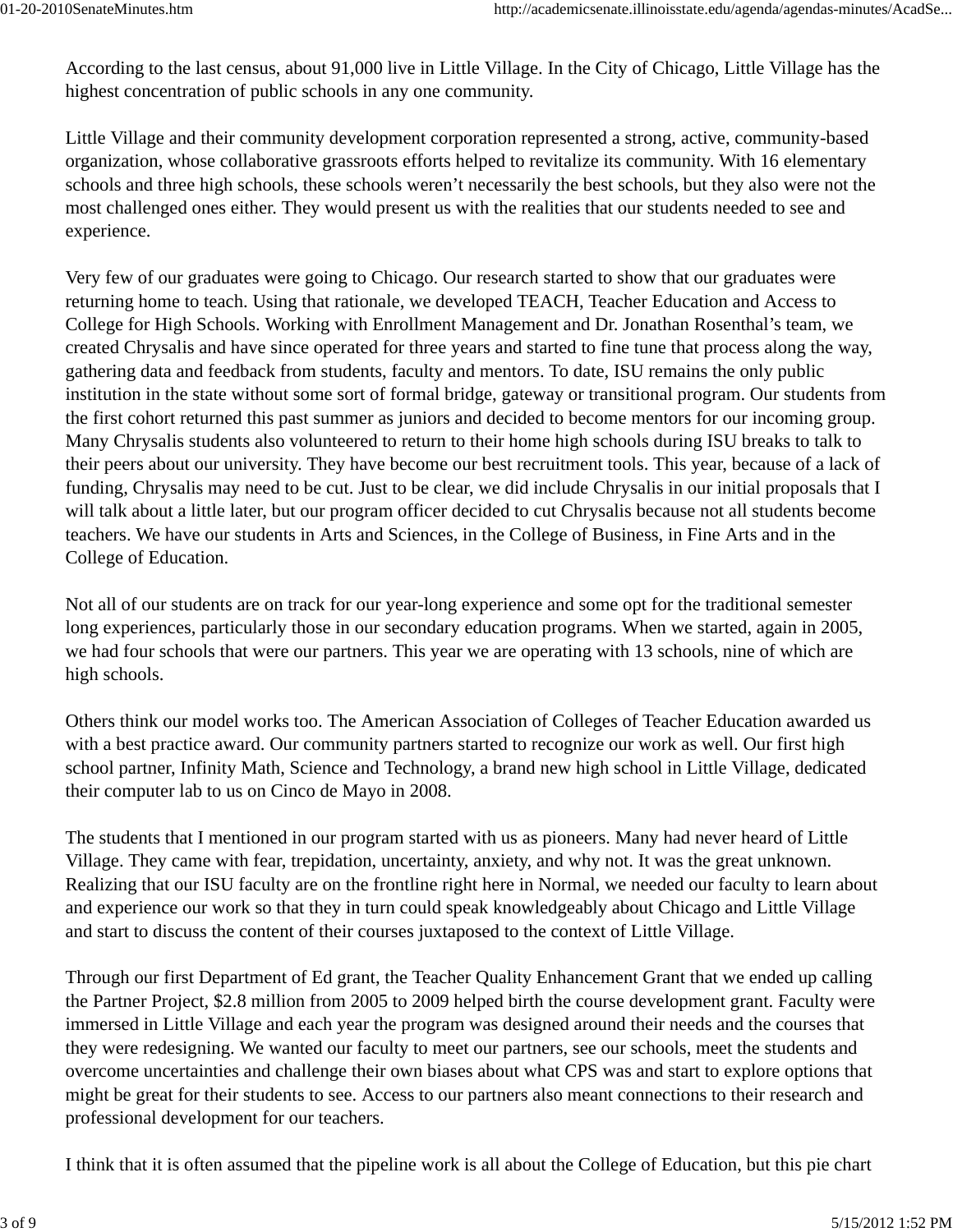According to the last census, about 91,000 live in Little Village. In the City of Chicago, Little Village has the highest concentration of public schools in any one community.

Little Village and their community development corporation represented a strong, active, community-based organization, whose collaborative grassroots efforts helped to revitalize its community. With 16 elementary schools and three high schools, these schools weren't necessarily the best schools, but they also were not the most challenged ones either. They would present us with the realities that our students needed to see and experience.

Very few of our graduates were going to Chicago. Our research started to show that our graduates were returning home to teach. Using that rationale, we developed TEACH, Teacher Education and Access to College for High Schools. Working with Enrollment Management and Dr. Jonathan Rosenthal's team, we created Chrysalis and have since operated for three years and started to fine tune that process along the way, gathering data and feedback from students, faculty and mentors. To date, ISU remains the only public institution in the state without some sort of formal bridge, gateway or transitional program. Our students from the first cohort returned this past summer as juniors and decided to become mentors for our incoming group. Many Chrysalis students also volunteered to return to their home high schools during ISU breaks to talk to their peers about our university. They have become our best recruitment tools. This year, because of a lack of funding, Chrysalis may need to be cut. Just to be clear, we did include Chrysalis in our initial proposals that I will talk about a little later, but our program officer decided to cut Chrysalis because not all students become teachers. We have our students in Arts and Sciences, in the College of Business, in Fine Arts and in the College of Education.

Not all of our students are on track for our year-long experience and some opt for the traditional semester long experiences, particularly those in our secondary education programs. When we started, again in 2005, we had four schools that were our partners. This year we are operating with 13 schools, nine of which are high schools.

Others think our model works too. The American Association of Colleges of Teacher Education awarded us with a best practice award. Our community partners started to recognize our work as well. Our first high school partner, Infinity Math, Science and Technology, a brand new high school in Little Village, dedicated their computer lab to us on Cinco de Mayo in 2008.

The students that I mentioned in our program started with us as pioneers. Many had never heard of Little Village. They came with fear, trepidation, uncertainty, anxiety, and why not. It was the great unknown. Realizing that our ISU faculty are on the frontline right here in Normal, we needed our faculty to learn about and experience our work so that they in turn could speak knowledgeably about Chicago and Little Village and start to discuss the content of their courses juxtaposed to the context of Little Village.

Through our first Department of Ed grant, the Teacher Quality Enhancement Grant that we ended up calling the Partner Project, $2.8 million from 2005 to 2009 helped birth the course development grant. Faculty were immersed in Little Village and each year the program was designed around their needs and the courses that they were redesigning. We wanted our faculty to meet our partners, see our schools, meet the students and overcome uncertainties and challenge their own biases about what CPS was and start to explore options that might be great for their students to see. Access to our partners also meant connections to their research and professional development for our teachers.

I think that it is often assumed that the pipeline work is all about the College of Education, but this pie chart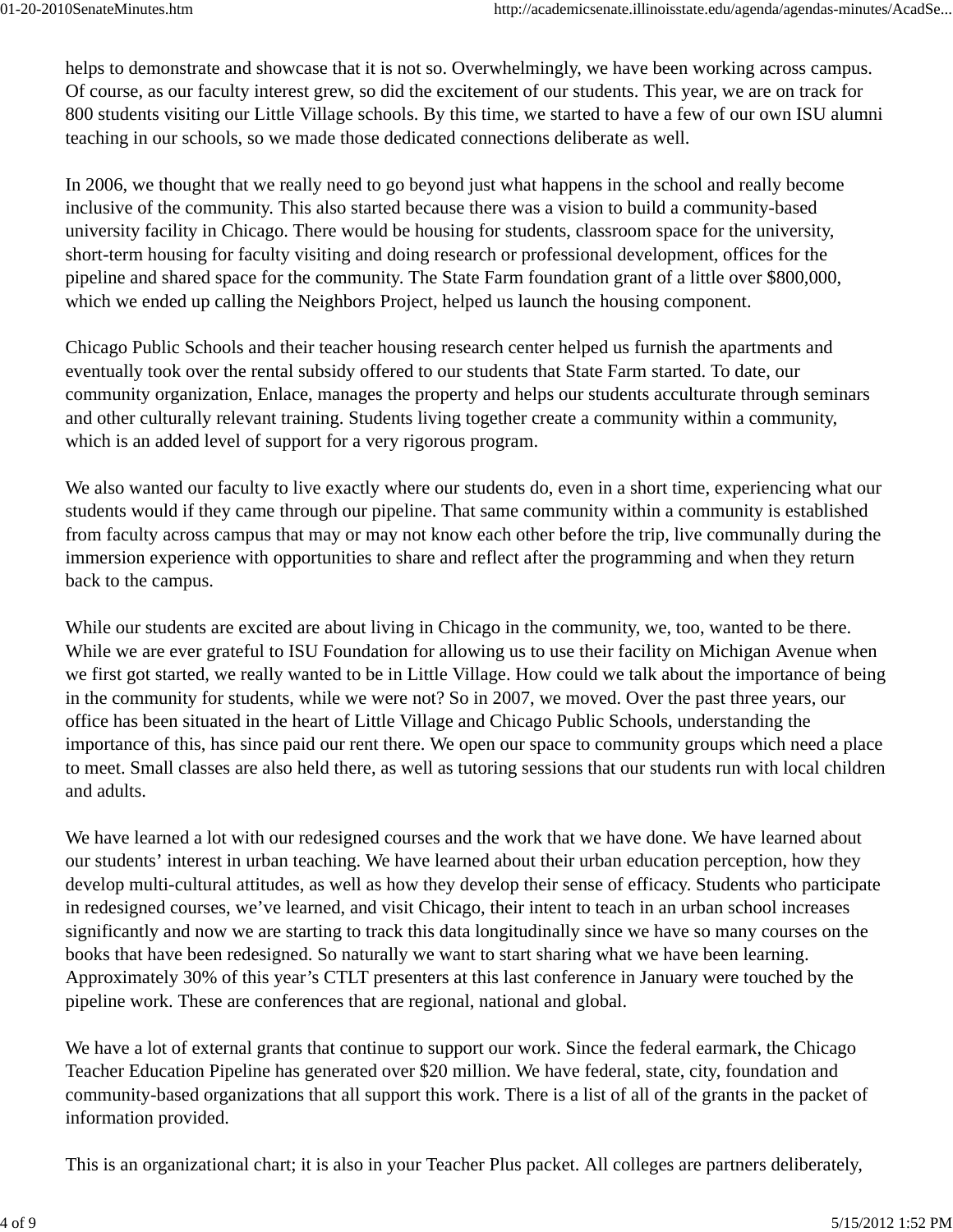helps to demonstrate and showcase that it is not so. Overwhelmingly, we have been working across campus. Of course, as our faculty interest grew, so did the excitement of our students. This year, we are on track for 800 students visiting our Little Village schools. By this time, we started to have a few of our own ISU alumni teaching in our schools, so we made those dedicated connections deliberate as well.

In 2006, we thought that we really need to go beyond just what happens in the school and really become inclusive of the community. This also started because there was a vision to build a community-based university facility in Chicago. There would be housing for students, classroom space for the university, short-term housing for faculty visiting and doing research or professional development, offices for the pipeline and shared space for the community. The State Farm foundation grant of a little over $800,000, which we ended up calling the Neighbors Project, helped us launch the housing component.

Chicago Public Schools and their teacher housing research center helped us furnish the apartments and eventually took over the rental subsidy offered to our students that State Farm started. To date, our community organization, Enlace, manages the property and helps our students acculturate through seminars and other culturally relevant training. Students living together create a community within a community, which is an added level of support for a very rigorous program.

We also wanted our faculty to live exactly where our students do, even in a short time, experiencing what our students would if they came through our pipeline. That same community within a community is established from faculty across campus that may or may not know each other before the trip, live communally during the immersion experience with opportunities to share and reflect after the programming and when they return back to the campus.

While our students are excited are about living in Chicago in the community, we, too, wanted to be there. While we are ever grateful to ISU Foundation for allowing us to use their facility on Michigan Avenue when we first got started, we really wanted to be in Little Village. How could we talk about the importance of being in the community for students, while we were not? So in 2007, we moved. Over the past three years, our office has been situated in the heart of Little Village and Chicago Public Schools, understanding the importance of this, has since paid our rent there. We open our space to community groups which need a place to meet. Small classes are also held there, as well as tutoring sessions that our students run with local children and adults.

We have learned a lot with our redesigned courses and the work that we have done. We have learned about our students' interest in urban teaching. We have learned about their urban education perception, how they develop multi-cultural attitudes, as well as how they develop their sense of efficacy. Students who participate in redesigned courses, we've learned, and visit Chicago, their intent to teach in an urban school increases significantly and now we are starting to track this data longitudinally since we have so many courses on the books that have been redesigned. So naturally we want to start sharing what we have been learning. Approximately 30% of this year's CTLT presenters at this last conference in January were touched by the pipeline work. These are conferences that are regional, national and global.

We have a lot of external grants that continue to support our work. Since the federal earmark, the Chicago Teacher Education Pipeline has generated over $20 million. We have federal, state, city, foundation and community-based organizations that all support this work. There is a list of all of the grants in the packet of information provided.

This is an organizational chart; it is also in your Teacher Plus packet. All colleges are partners deliberately,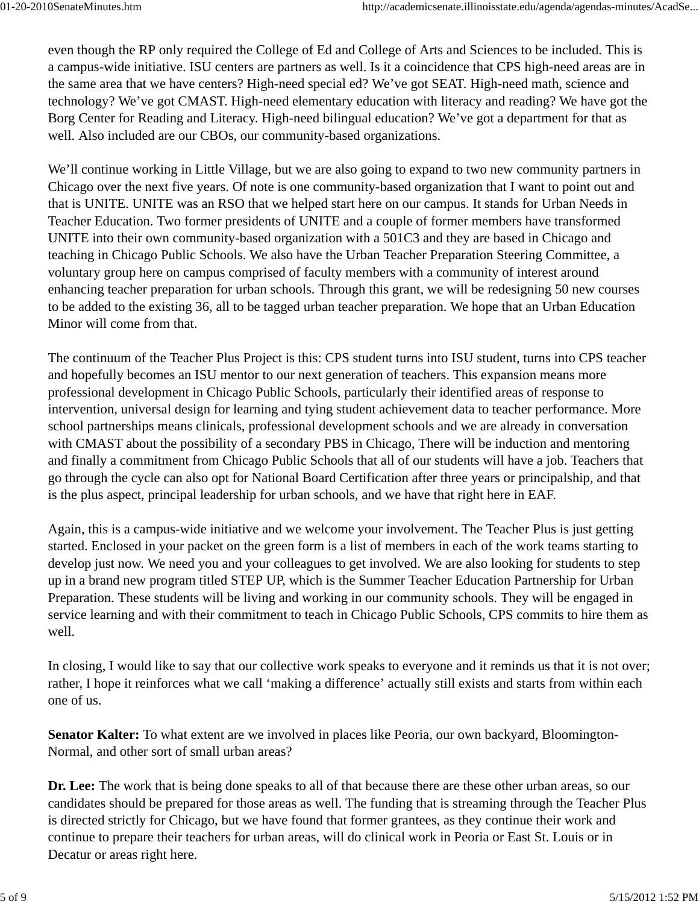even though the RP only required the College of Ed and College of Arts and Sciences to be included. This is a campus-wide initiative. ISU centers are partners as well. Is it a coincidence that CPS high-need areas are in the same area that we have centers? High-need special ed? We've got SEAT. High-need math, science and technology? We've got CMAST. High-need elementary education with literacy and reading? We have got the Borg Center for Reading and Literacy. High-need bilingual education? We've got a department for that as well. Also included are our CBOs, our community-based organizations.

We'll continue working in Little Village, but we are also going to expand to two new community partners in Chicago over the next five years. Of note is one community-based organization that I want to point out and that is UNITE. UNITE was an RSO that we helped start here on our campus. It stands for Urban Needs in Teacher Education. Two former presidents of UNITE and a couple of former members have transformed UNITE into their own community-based organization with a 501C3 and they are based in Chicago and teaching in Chicago Public Schools. We also have the Urban Teacher Preparation Steering Committee, a voluntary group here on campus comprised of faculty members with a community of interest around enhancing teacher preparation for urban schools. Through this grant, we will be redesigning 50 new courses to be added to the existing 36, all to be tagged urban teacher preparation. We hope that an Urban Education Minor will come from that.

The continuum of the Teacher Plus Project is this: CPS student turns into ISU student, turns into CPS teacher and hopefully becomes an ISU mentor to our next generation of teachers. This expansion means more professional development in Chicago Public Schools, particularly their identified areas of response to intervention, universal design for learning and tying student achievement data to teacher performance. More school partnerships means clinicals, professional development schools and we are already in conversation with CMAST about the possibility of a secondary PBS in Chicago, There will be induction and mentoring and finally a commitment from Chicago Public Schools that all of our students will have a job. Teachers that go through the cycle can also opt for National Board Certification after three years or principalship, and that is the plus aspect, principal leadership for urban schools, and we have that right here in EAF.

Again, this is a campus-wide initiative and we welcome your involvement. The Teacher Plus is just getting started. Enclosed in your packet on the green form is a list of members in each of the work teams starting to develop just now. We need you and your colleagues to get involved. We are also looking for students to step up in a brand new program titled STEP UP, which is the Summer Teacher Education Partnership for Urban Preparation. These students will be living and working in our community schools. They will be engaged in service learning and with their commitment to teach in Chicago Public Schools, CPS commits to hire them as well.

In closing, I would like to say that our collective work speaks to everyone and it reminds us that it is not over; rather, I hope it reinforces what we call 'making a difference' actually still exists and starts from within each one of us.

**Senator Kalter:** To what extent are we involved in places like Peoria, our own backyard, Bloomington-Normal, and other sort of small urban areas?

**Dr. Lee:** The work that is being done speaks to all of that because there are these other urban areas, so our candidates should be prepared for those areas as well. The funding that is streaming through the Teacher Plus is directed strictly for Chicago, but we have found that former grantees, as they continue their work and continue to prepare their teachers for urban areas, will do clinical work in Peoria or East St. Louis or in Decatur or areas right here.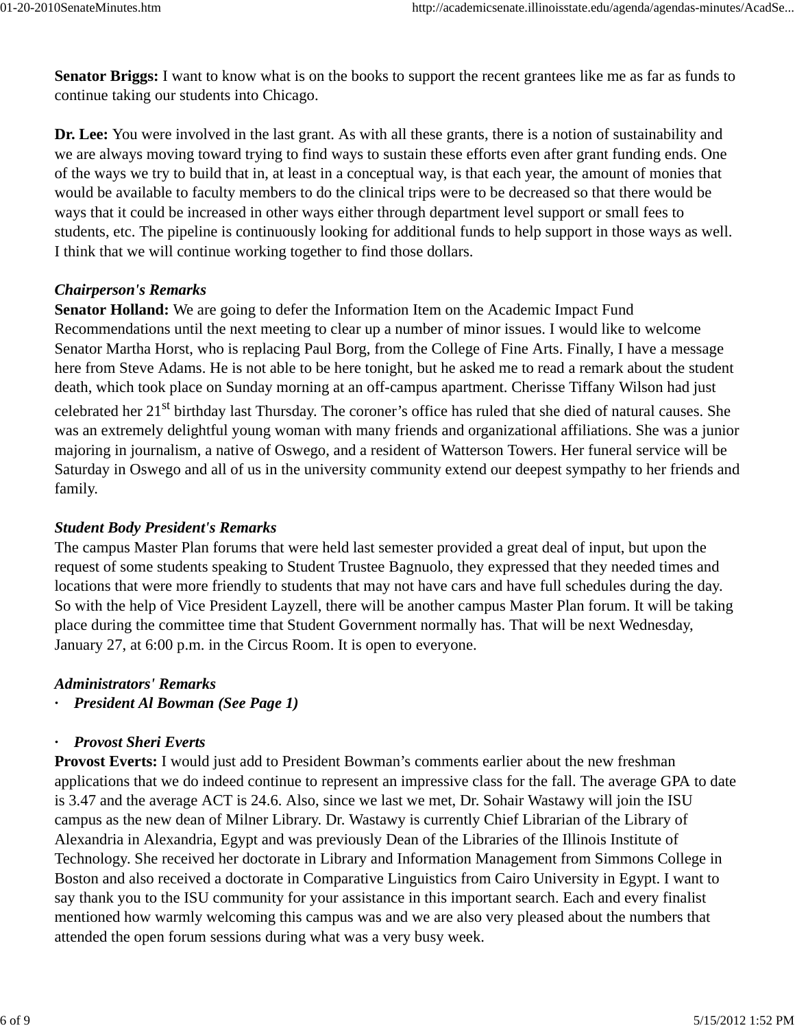**Senator Briggs:** I want to know what is on the books to support the recent grantees like me as far as funds to continue taking our students into Chicago.

**Dr. Lee:** You were involved in the last grant. As with all these grants, there is a notion of sustainability and we are always moving toward trying to find ways to sustain these efforts even after grant funding ends. One of the ways we try to build that in, at least in a conceptual way, is that each year, the amount of monies that would be available to faculty members to do the clinical trips were to be decreased so that there would be ways that it could be increased in other ways either through department level support or small fees to students, etc. The pipeline is continuously looking for additional funds to help support in those ways as well. I think that we will continue working together to find those dollars.

***Chairperson's Remarks***
**Senator Holland:** We are going to defer the Information Item on the Academic Impact Fund Recommendations until the next meeting to clear up a number of minor issues. I would like to welcome Senator Martha Horst, who is replacing Paul Borg, from the College of Fine Arts. Finally, I have a message here from Steve Adams. He is not able to be here tonight, but he asked me to read a remark about the student death, which took place on Sunday morning at an off-campus apartment. Cherisse Tiffany Wilson had just celebrated her 21st birthday last Thursday. The coroner's office has ruled that she died of natural causes. She was an extremely delightful young woman with many friends and organizational affiliations. She was a junior majoring in journalism, a native of Oswego, and a resident of Watterson Towers. Her funeral service will be Saturday in Oswego and all of us in the university community extend our deepest sympathy to her friends and family.

***Student Body President's Remarks***
The campus Master Plan forums that were held last semester provided a great deal of input, but upon the request of some students speaking to Student Trustee Bagnuolo, they expressed that they needed times and locations that were more friendly to students that may not have cars and have full schedules during the day. So with the help of Vice President Layzell, there will be another campus Master Plan forum. It will be taking place during the committee time that Student Government normally has. That will be next Wednesday, January 27, at 6:00 p.m. in the Circus Room. It is open to everyone.

***Administrators' Remarks***

- ***President Al Bowman (See Page 1)***

- ***Provost Sheri Everts***

**Provost Everts:** I would just add to President Bowman's comments earlier about the new freshman applications that we do indeed continue to represent an impressive class for the fall. The average GPA to date is 3.47 and the average ACT is 24.6. Also, since we last we met, Dr. Sohair Wastawy will join the ISU campus as the new dean of Milner Library. Dr. Wastawy is currently Chief Librarian of the Library of Alexandria in Alexandria, Egypt and was previously Dean of the Libraries of the Illinois Institute of Technology. She received her doctorate in Library and Information Management from Simmons College in Boston and also received a doctorate in Comparative Linguistics from Cairo University in Egypt. I want to say thank you to the ISU community for your assistance in this important search. Each and every finalist mentioned how warmly welcoming this campus was and we are also very pleased about the numbers that attended the open forum sessions during what was a very busy week.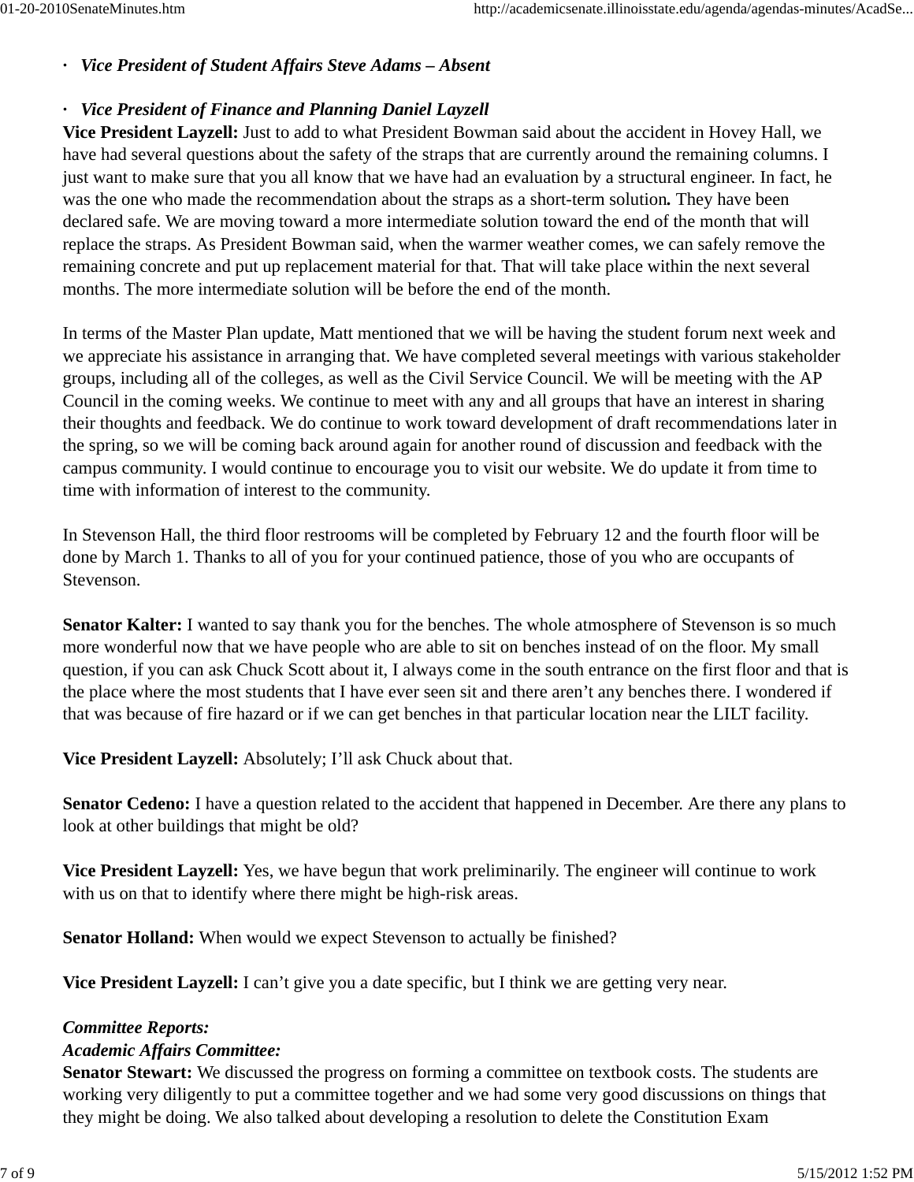- ***Vice President of Student Affairs Steve Adams – Absent***

- ***Vice President of Finance and Planning Daniel Layzell***

**Vice President Layzell:** Just to add to what President Bowman said about the accident in Hovey Hall, we have had several questions about the safety of the straps that are currently around the remaining columns. I just want to make sure that you all know that we have had an evaluation by a structural engineer. In fact, he was the one who made the recommendation about the straps as a short-term solution**.** They have been declared safe. We are moving toward a more intermediate solution toward the end of the month that will replace the straps. As President Bowman said, when the warmer weather comes, we can safely remove the remaining concrete and put up replacement material for that. That will take place within the next several months. The more intermediate solution will be before the end of the month.

In terms of the Master Plan update, Matt mentioned that we will be having the student forum next week and we appreciate his assistance in arranging that. We have completed several meetings with various stakeholder groups, including all of the colleges, as well as the Civil Service Council. We will be meeting with the AP Council in the coming weeks. We continue to meet with any and all groups that have an interest in sharing their thoughts and feedback. We do continue to work toward development of draft recommendations later in the spring, so we will be coming back around again for another round of discussion and feedback with the campus community. I would continue to encourage you to visit our website. We do update it from time to time with information of interest to the community.

In Stevenson Hall, the third floor restrooms will be completed by February 12 and the fourth floor will be done by March 1. Thanks to all of you for your continued patience, those of you who are occupants of Stevenson.

**Senator Kalter:** I wanted to say thank you for the benches. The whole atmosphere of Stevenson is so much more wonderful now that we have people who are able to sit on benches instead of on the floor. My small question, if you can ask Chuck Scott about it, I always come in the south entrance on the first floor and that is the place where the most students that I have ever seen sit and there aren't any benches there. I wondered if that was because of fire hazard or if we can get benches in that particular location near the LILT facility.

**Vice President Layzell:** Absolutely; I'll ask Chuck about that.

**Senator Cedeno:** I have a question related to the accident that happened in December. Are there any plans to look at other buildings that might be old?

**Vice President Layzell:** Yes, we have begun that work preliminarily. The engineer will continue to work with us on that to identify where there might be high-risk areas.

**Senator Holland:** When would we expect Stevenson to actually be finished?

**Vice President Layzell:** I can't give you a date specific, but I think we are getting very near.

***Committee Reports:***

***Academic Affairs Committee:***

**Senator Stewart:** We discussed the progress on forming a committee on textbook costs. The students are working very diligently to put a committee together and we had some very good discussions on things that they might be doing. We also talked about developing a resolution to delete the Constitution Exam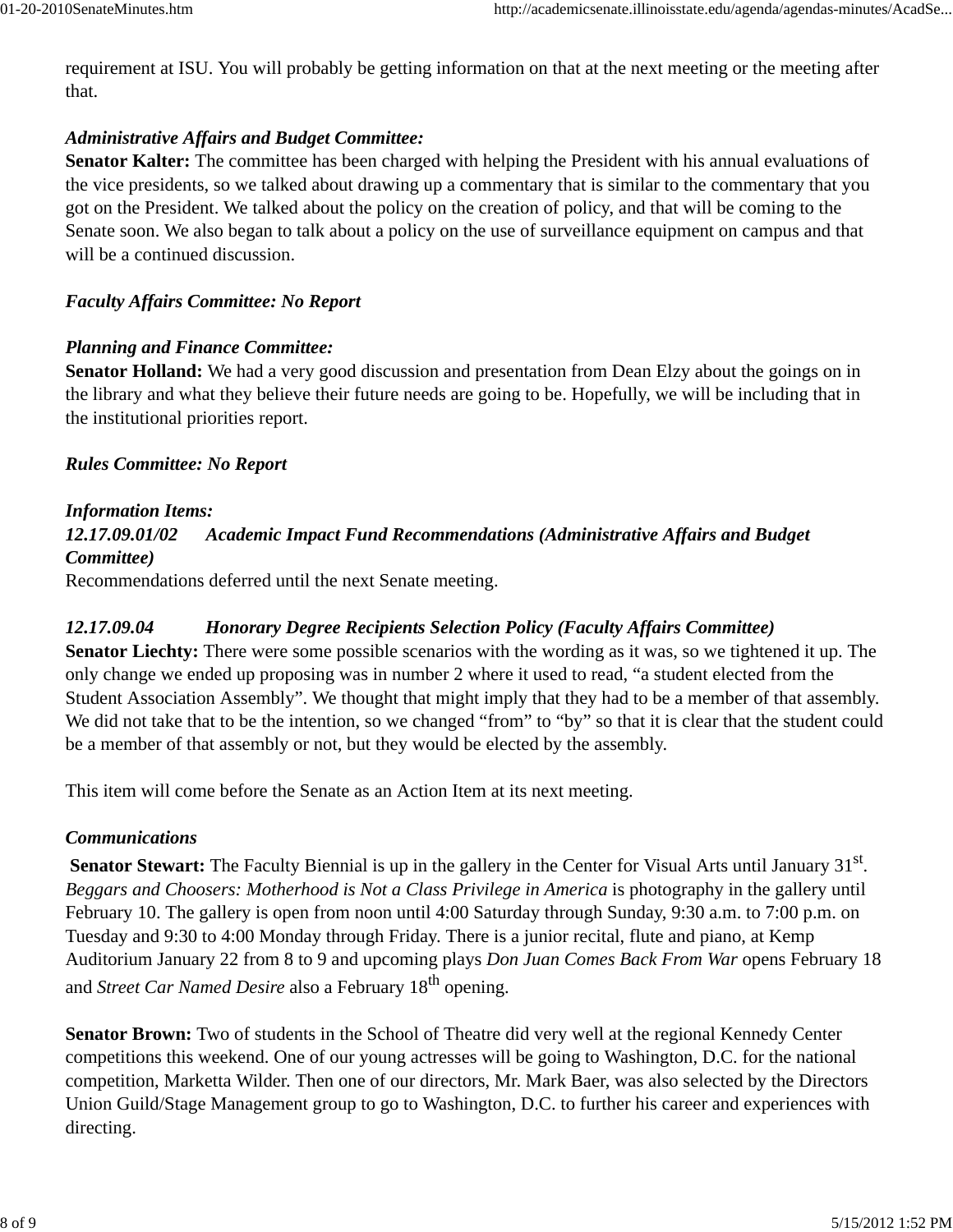requirement at ISU. You will probably be getting information on that at the next meeting or the meeting after that.

*Administrative Affairs and Budget Committee:*
**Senator Kalter:** The committee has been charged with helping the President with his annual evaluations of the vice presidents, so we talked about drawing up a commentary that is similar to the commentary that you got on the President. We talked about the policy on the creation of policy, and that will be coming to the Senate soon. We also began to talk about a policy on the use of surveillance equipment on campus and that will be a continued discussion.

*Faculty Affairs Committee: No Report*

*Planning and Finance Committee:*
**Senator Holland:** We had a very good discussion and presentation from Dean Elzy about the goings on in the library and what they believe their future needs are going to be. Hopefully, we will be including that in the institutional priorities report.

*Rules Committee: No Report*

*Information Items:*
*12.17.09.01/02 Academic Impact Fund Recommendations (Administrative Affairs and Budget Committee)*
Recommendations deferred until the next Senate meeting.

*12.17.09.04 Honorary Degree Recipients Selection Policy (Faculty Affairs Committee)*
**Senator Liechty:** There were some possible scenarios with the wording as it was, so we tightened it up. The only change we ended up proposing was in number 2 where it used to read, "a student elected from the Student Association Assembly". We thought that might imply that they had to be a member of that assembly. We did not take that to be the intention, so we changed "from" to "by" so that it is clear that the student could be a member of that assembly or not, but they would be elected by the assembly.

This item will come before the Senate as an Action Item at its next meeting.

*Communications*
**Senator Stewart:** The Faculty Biennial is up in the gallery in the Center for Visual Arts until January 31st. *Beggars and Choosers: Motherhood is Not a Class Privilege in America* is photography in the gallery until February 10. The gallery is open from noon until 4:00 Saturday through Sunday, 9:30 a.m. to 7:00 p.m. on Tuesday and 9:30 to 4:00 Monday through Friday. There is a junior recital, flute and piano, at Kemp Auditorium January 22 from 8 to 9 and upcoming plays *Don Juan Comes Back From War* opens February 18 and *Street Car Named Desire* also a February 18th opening.

**Senator Brown:** Two of students in the School of Theatre did very well at the regional Kennedy Center competitions this weekend. One of our young actresses will be going to Washington, D.C. for the national competition, Marketta Wilder. Then one of our directors, Mr. Mark Baer, was also selected by the Directors Union Guild/Stage Management group to go to Washington, D.C. to further his career and experiences with directing.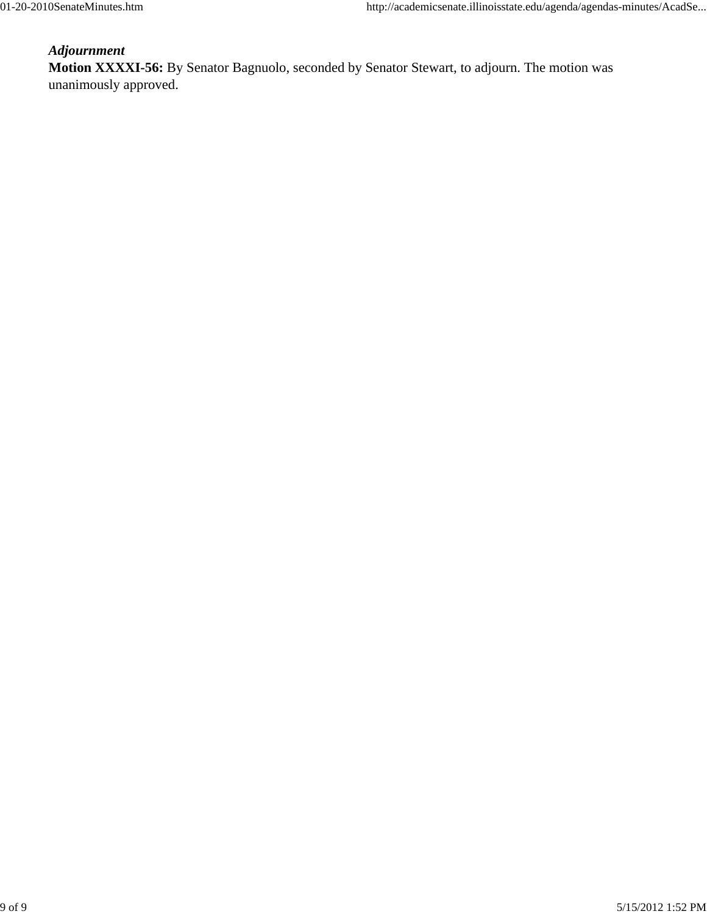***Adjournment***

**Motion XXXXI-56:** By Senator Bagnuolo, seconded by Senator Stewart, to adjourn. The motion was unanimously approved.